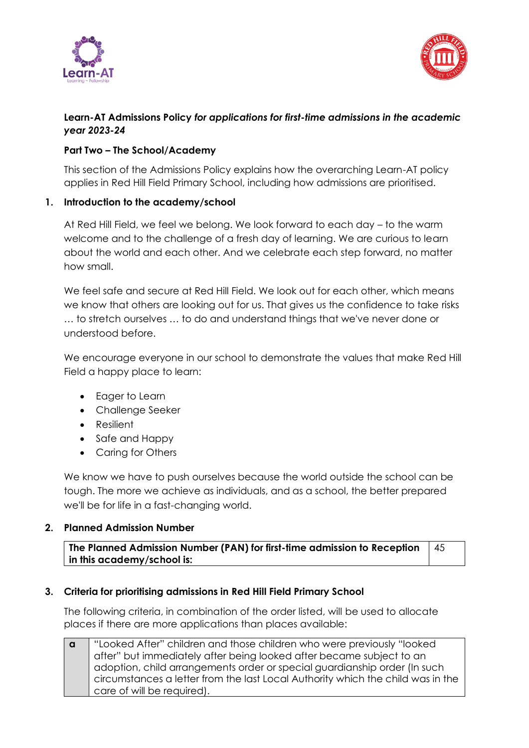**Learn-AT Admissions Policy** ***for applications for first-time admissions in the academic year 2023-24***

**Part Two – The School/Academy**

This section of the Admissions Policy explains how the overarching Learn-AT policy applies in Red Hill Field Primary School, including how admissions are prioritised.

## 1. Introduction to the academy/school

At Red Hill Field, we feel we belong. We look forward to each day – to the warm welcome and to the challenge of a fresh day of learning. We are curious to learn about the world and each other. And we celebrate each step forward, no matter how small.

We feel safe and secure at Red Hill Field. We look out for each other, which means we know that others are looking out for us. That gives us the confidence to take risks … to stretch ourselves … to do and understand things that we've never done or understood before.

We encourage everyone in our school to demonstrate the values that make Red Hill Field a happy place to learn:

- Eager to Learn
- Challenge Seeker
- Resilient
- Safe and Happy
- Caring for Others

We know we have to push ourselves because the world outside the school can be tough. The more we achieve as individuals, and as a school, the better prepared we'll be for life in a fast-changing world.

## 2. Planned Admission Number

| **The Planned Admission Number (PAN) for first-time admission to Reception in this academy/school is:** | 45 |
|---|---|

## 3. Criteria for prioritising admissions in Red Hill Field Primary School

The following criteria, in combination of the order listed, will be used to allocate places if there are more applications than places available:

| | |
|---|---|
| **a** | "Looked After" children and those children who were previously "looked after" but immediately after being looked after became subject to an adoption, child arrangements order or special guardianship order (In such circumstances a letter from the last Local Authority which the child was in the care of will be required). |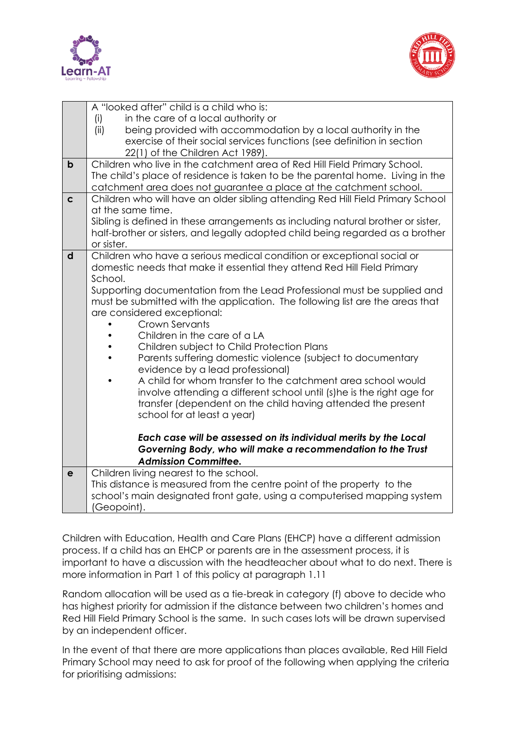| | |
|---|---|
| | A "looked after" child is a child who is:<br>(i) in the care of a local authority or<br>(ii) being provided with accommodation by a local authority in the exercise of their social services functions (see definition in section 22(1) of the Children Act 1989). |
| **b** | Children who live in the catchment area of Red Hill Field Primary School. The child's place of residence is taken to be the parental home. Living in the catchment area does not guarantee a place at the catchment school. |
| **c** | Children who will have an older sibling attending Red Hill Field Primary School at the same time.<br>Sibling is defined in these arrangements as including natural brother or sister, half-brother or sisters, and legally adopted child being regarded as a brother or sister. |
| **d** | Children who have a serious medical condition or exceptional social or domestic needs that make it essential they attend Red Hill Field Primary School.<br>Supporting documentation from the Lead Professional must be supplied and must be submitted with the application. The following list are the areas that are considered exceptional:<br>• Crown Servants<br>• Children in the care of a LA<br>• Children subject to Child Protection Plans<br>• Parents suffering domestic violence (subject to documentary evidence by a lead professional)<br>• A child for whom transfer to the catchment area school would involve attending a different school until (s)he is the right age for transfer (dependent on the child having attended the present school for at least a year)<br><br>***Each case will be assessed on its individual merits by the Local Governing Body, who will make a recommendation to the Trust Admission Committee.*** |
| **e** | Children living nearest to the school.<br>This distance is measured from the centre point of the property to the school's main designated front gate, using a computerised mapping system (Geopoint). |

Children with Education, Health and Care Plans (EHCP) have a different admission process. If a child has an EHCP or parents are in the assessment process, it is important to have a discussion with the headteacher about what to do next. There is more information in Part 1 of this policy at paragraph 1.11

Random allocation will be used as a tie-break in category (f) above to decide who has highest priority for admission if the distance between two children's homes and Red Hill Field Primary School is the same. In such cases lots will be drawn supervised by an independent officer.

In the event of that there are more applications than places available, Red Hill Field Primary School may need to ask for proof of the following when applying the criteria for prioritising admissions: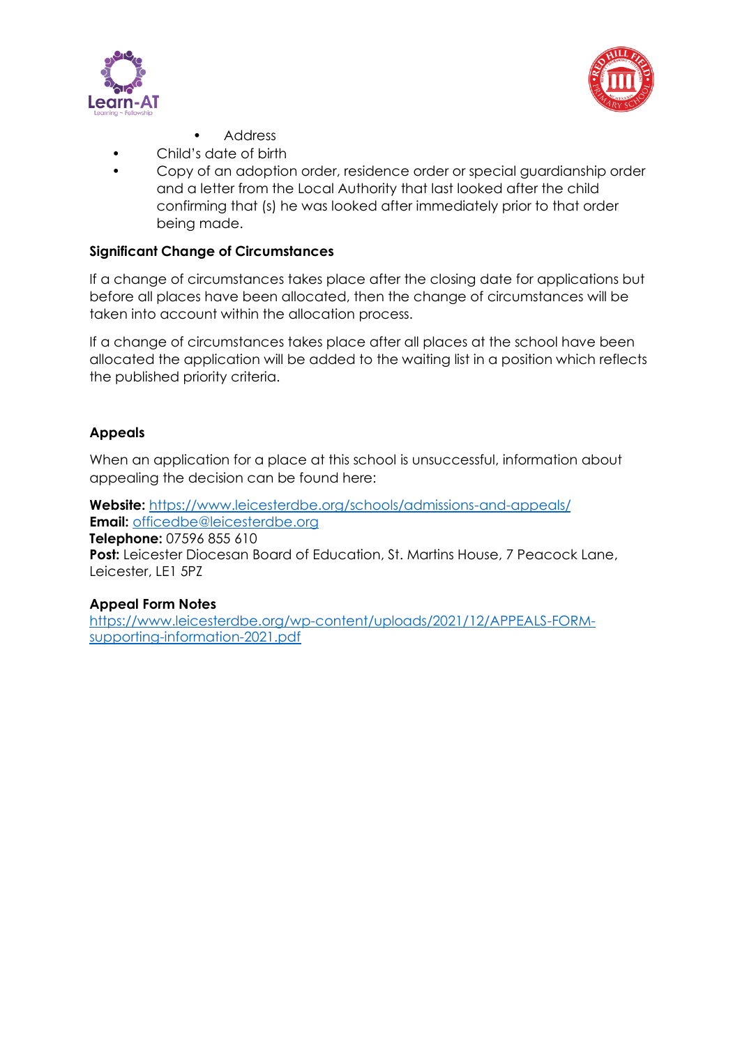- Address
- Child's date of birth
- Copy of an adoption order, residence order or special guardianship order and a letter from the Local Authority that last looked after the child confirming that (s) he was looked after immediately prior to that order being made.

**Significant Change of Circumstances**

If a change of circumstances takes place after the closing date for applications but before all places have been allocated, then the change of circumstances will be taken into account within the allocation process.

If a change of circumstances takes place after all places at the school have been allocated the application will be added to the waiting list in a position which reflects the published priority criteria.

**Appeals**

When an application for a place at this school is unsuccessful, information about appealing the decision can be found here:

**Website:** https://www.leicesterdbe.org/schools/admissions-and-appeals/
**Email:** officedbe@leicesterdbe.org
**Telephone:** 07596 855 610
**Post:** Leicester Diocesan Board of Education, St. Martins House, 7 Peacock Lane, Leicester, LE1 5PZ

**Appeal Form Notes**
https://www.leicesterdbe.org/wp-content/uploads/2021/12/APPEALS-FORM-supporting-information-2021.pdf